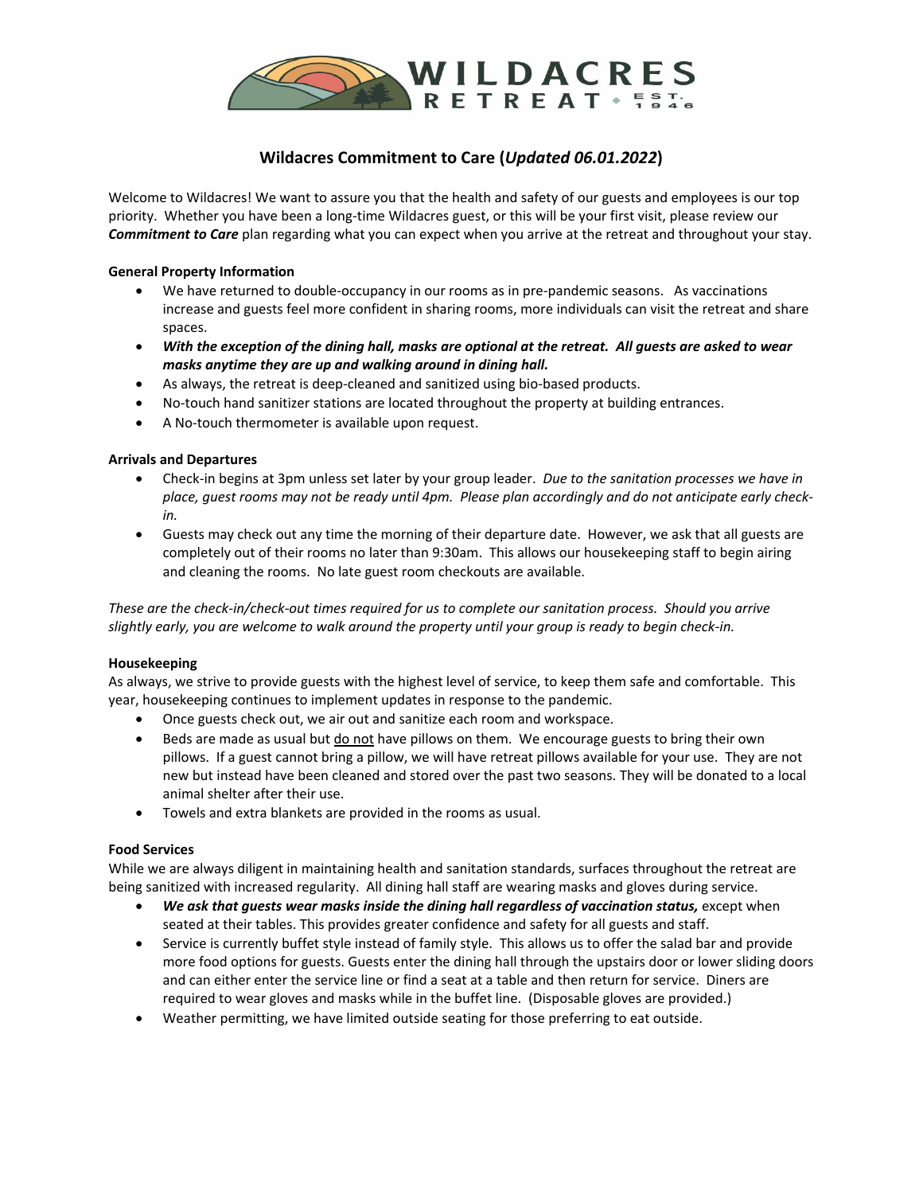# Wildacres Commitment to Care (*Updated 06.01.2022*)

Welcome to Wildacres! We want to assure you that the health and safety of our guests and employees is our top priority. Whether you have been a long-time Wildacres guest, or this will be your first visit, please review our ***Commitment to Care*** plan regarding what you can expect when you arrive at the retreat and throughout your stay.

**General Property Information**

- We have returned to double-occupancy in our rooms as in pre-pandemic seasons. As vaccinations increase and guests feel more confident in sharing rooms, more individuals can visit the retreat and share spaces.
- ***With the exception of the dining hall, masks are optional at the retreat. All guests are asked to wear masks anytime they are up and walking around in dining hall.***
- As always, the retreat is deep-cleaned and sanitized using bio-based products.
- No-touch hand sanitizer stations are located throughout the property at building entrances.
- A No-touch thermometer is available upon request.

**Arrivals and Departures**

- Check-in begins at 3pm unless set later by your group leader. *Due to the sanitation processes we have in place, guest rooms may not be ready until 4pm. Please plan accordingly and do not anticipate early check-in.*
- Guests may check out any time the morning of their departure date. However, we ask that all guests are completely out of their rooms no later than 9:30am. This allows our housekeeping staff to begin airing and cleaning the rooms. No late guest room checkouts are available.

*These are the check-in/check-out times required for us to complete our sanitation process. Should you arrive slightly early, you are welcome to walk around the property until your group is ready to begin check-in.*

**Housekeeping**

As always, we strive to provide guests with the highest level of service, to keep them safe and comfortable. This year, housekeeping continues to implement updates in response to the pandemic.

- Once guests check out, we air out and sanitize each room and workspace.
- Beds are made as usual but <u>do not</u> have pillows on them. We encourage guests to bring their own pillows. If a guest cannot bring a pillow, we will have retreat pillows available for your use. They are not new but instead have been cleaned and stored over the past two seasons. They will be donated to a local animal shelter after their use.
- Towels and extra blankets are provided in the rooms as usual.

**Food Services**

While we are always diligent in maintaining health and sanitation standards, surfaces throughout the retreat are being sanitized with increased regularity. All dining hall staff are wearing masks and gloves during service.

- ***We ask that guests wear masks inside the dining hall regardless of vaccination status,*** except when seated at their tables. This provides greater confidence and safety for all guests and staff.
- Service is currently buffet style instead of family style. This allows us to offer the salad bar and provide more food options for guests. Guests enter the dining hall through the upstairs door or lower sliding doors and can either enter the service line or find a seat at a table and then return for service. Diners are required to wear gloves and masks while in the buffet line. (Disposable gloves are provided.)
- Weather permitting, we have limited outside seating for those preferring to eat outside.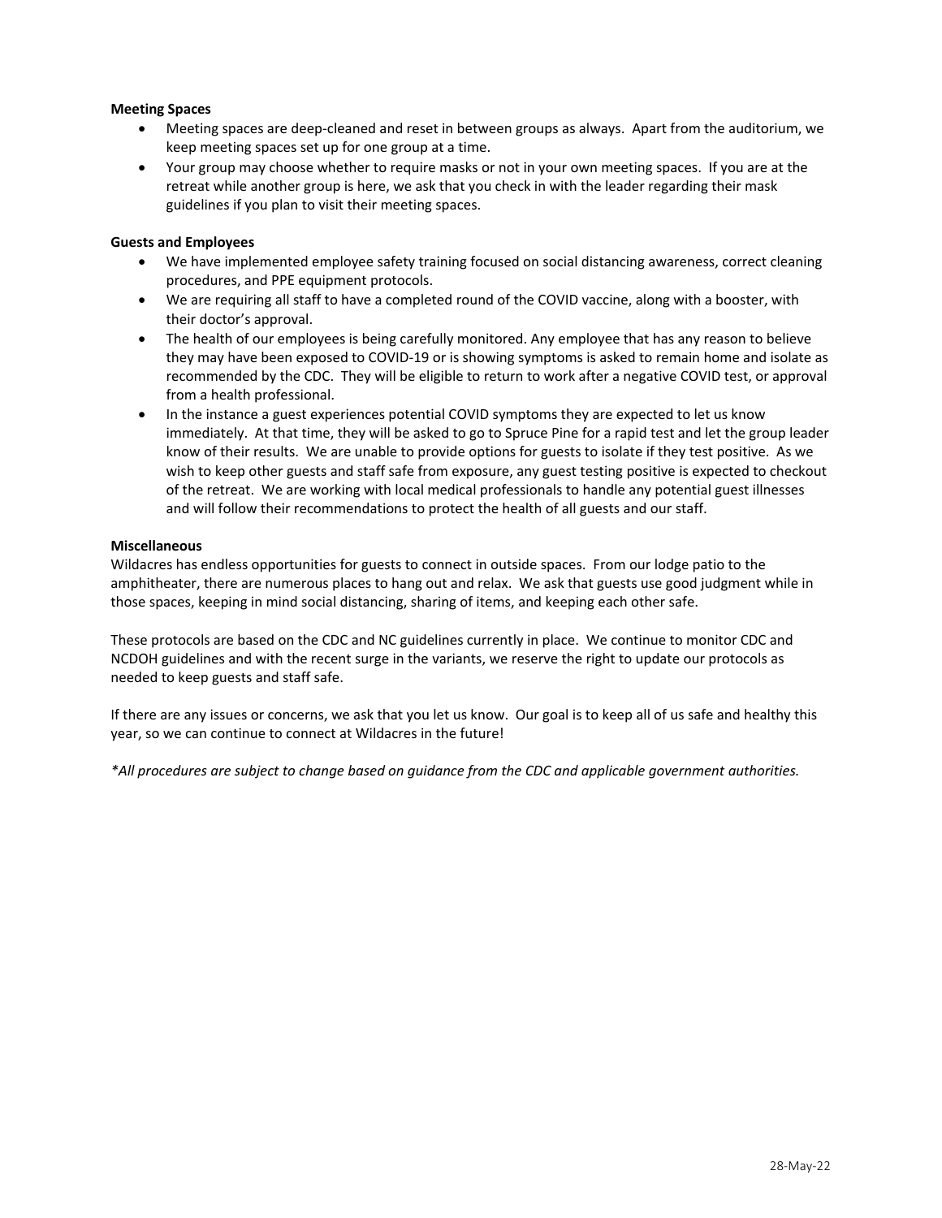**Meeting Spaces**

- Meeting spaces are deep-cleaned and reset in between groups as always. Apart from the auditorium, we keep meeting spaces set up for one group at a time.
- Your group may choose whether to require masks or not in your own meeting spaces. If you are at the retreat while another group is here, we ask that you check in with the leader regarding their mask guidelines if you plan to visit their meeting spaces.

**Guests and Employees**

- We have implemented employee safety training focused on social distancing awareness, correct cleaning procedures, and PPE equipment protocols.
- We are requiring all staff to have a completed round of the COVID vaccine, along with a booster, with their doctor's approval.
- The health of our employees is being carefully monitored. Any employee that has any reason to believe they may have been exposed to COVID-19 or is showing symptoms is asked to remain home and isolate as recommended by the CDC. They will be eligible to return to work after a negative COVID test, or approval from a health professional.
- In the instance a guest experiences potential COVID symptoms they are expected to let us know immediately. At that time, they will be asked to go to Spruce Pine for a rapid test and let the group leader know of their results. We are unable to provide options for guests to isolate if they test positive. As we wish to keep other guests and staff safe from exposure, any guest testing positive is expected to checkout of the retreat. We are working with local medical professionals to handle any potential guest illnesses and will follow their recommendations to protect the health of all guests and our staff.

**Miscellaneous**

Wildacres has endless opportunities for guests to connect in outside spaces. From our lodge patio to the amphitheater, there are numerous places to hang out and relax. We ask that guests use good judgment while in those spaces, keeping in mind social distancing, sharing of items, and keeping each other safe.

These protocols are based on the CDC and NC guidelines currently in place. We continue to monitor CDC and NCDOH guidelines and with the recent surge in the variants, we reserve the right to update our protocols as needed to keep guests and staff safe.

If there are any issues or concerns, we ask that you let us know. Our goal is to keep all of us safe and healthy this year, so we can continue to connect at Wildacres in the future!

*\*All procedures are subject to change based on guidance from the CDC and applicable government authorities.*

28-May-22